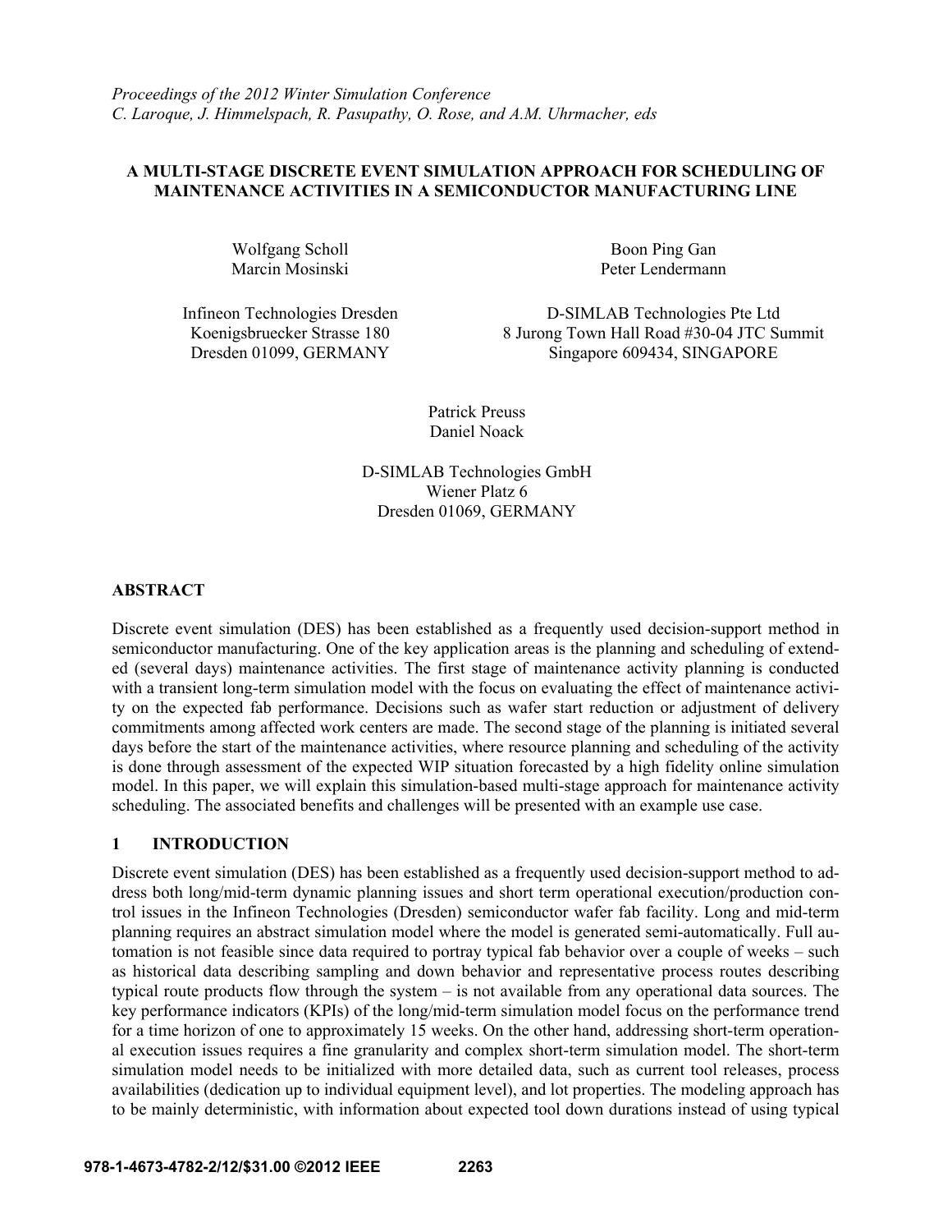*Proceedings of the 2012 Winter Simulation Conference*
*C. Laroque, J. Himmelspach, R. Pasupathy, O. Rose, and A.M. Uhrmacher, eds*

# A MULTI-STAGE DISCRETE EVENT SIMULATION APPROACH FOR SCHEDULING OF MAINTENANCE ACTIVITIES IN A SEMICONDUCTOR MANUFACTURING LINE

Wolfgang Scholl
Marcin Mosinski

Infineon Technologies Dresden
Koenigsbruecker Strasse 180
Dresden 01099, GERMANY

Boon Ping Gan
Peter Lendermann

D-SIMLAB Technologies Pte Ltd
8 Jurong Town Hall Road #30-04 JTC Summit
Singapore 609434, SINGAPORE

Patrick Preuss
Daniel Noack

D-SIMLAB Technologies GmbH
Wiener Platz 6
Dresden 01069, GERMANY

## ABSTRACT

Discrete event simulation (DES) has been established as a frequently used decision-support method in semiconductor manufacturing. One of the key application areas is the planning and scheduling of extended (several days) maintenance activities. The first stage of maintenance activity planning is conducted with a transient long-term simulation model with the focus on evaluating the effect of maintenance activity on the expected fab performance. Decisions such as wafer start reduction or adjustment of delivery commitments among affected work centers are made. The second stage of the planning is initiated several days before the start of the maintenance activities, where resource planning and scheduling of the activity is done through assessment of the expected WIP situation forecasted by a high fidelity online simulation model. In this paper, we will explain this simulation-based multi-stage approach for maintenance activity scheduling. The associated benefits and challenges will be presented with an example use case.

## 1 INTRODUCTION

Discrete event simulation (DES) has been established as a frequently used decision-support method to address both long/mid-term dynamic planning issues and short term operational execution/production control issues in the Infineon Technologies (Dresden) semiconductor wafer fab facility. Long and mid-term planning requires an abstract simulation model where the model is generated semi-automatically. Full automation is not feasible since data required to portray typical fab behavior over a couple of weeks – such as historical data describing sampling and down behavior and representative process routes describing typical route products flow through the system – is not available from any operational data sources. The key performance indicators (KPIs) of the long/mid-term simulation model focus on the performance trend for a time horizon of one to approximately 15 weeks. On the other hand, addressing short-term operational execution issues requires a fine granularity and complex short-term simulation model. The short-term simulation model needs to be initialized with more detailed data, such as current tool releases, process availabilities (dedication up to individual equipment level), and lot properties. The modeling approach has to be mainly deterministic, with information about expected tool down durations instead of using typical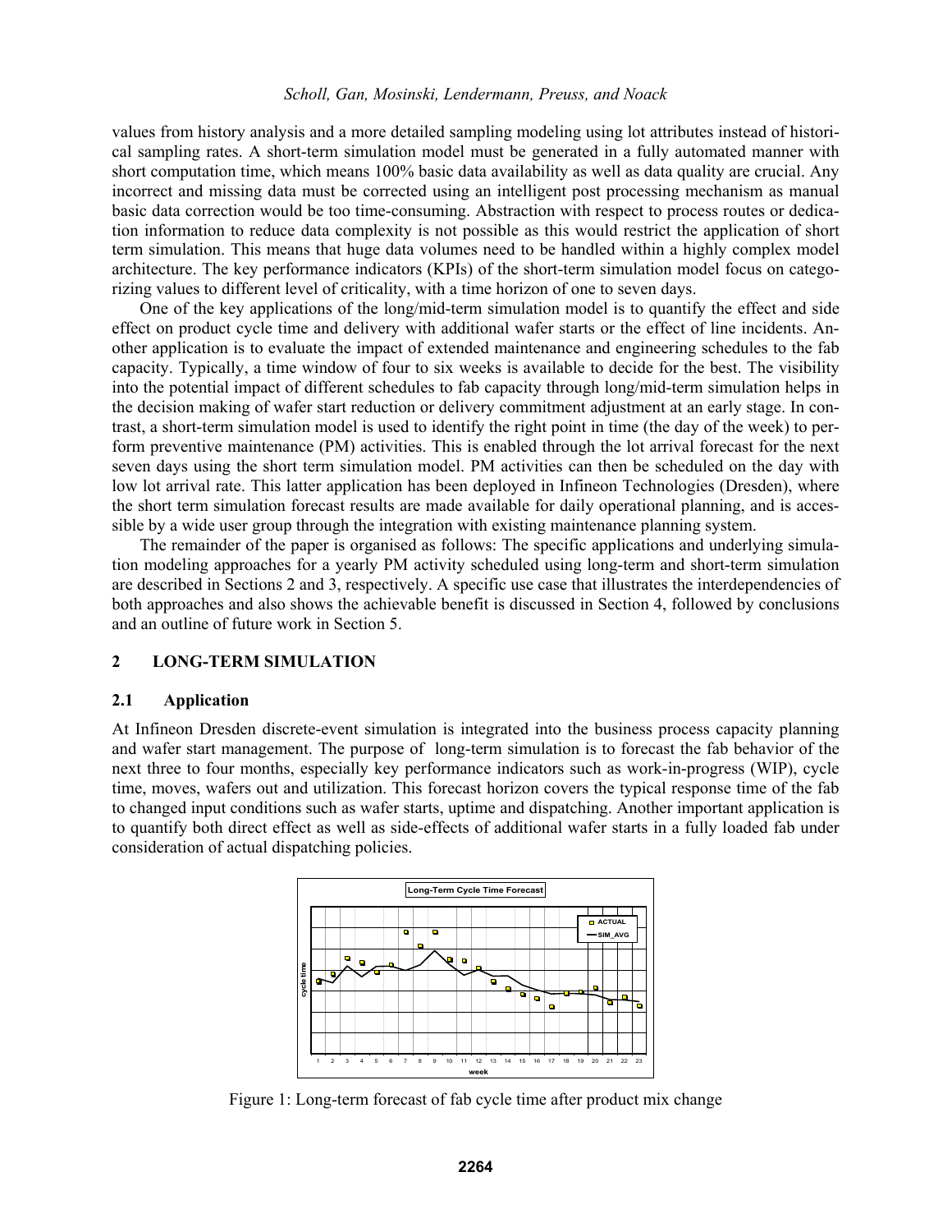values from history analysis and a more detailed sampling modeling using lot attributes instead of historical sampling rates. A short-term simulation model must be generated in a fully automated manner with short computation time, which means 100% basic data availability as well as data quality are crucial. Any incorrect and missing data must be corrected using an intelligent post processing mechanism as manual basic data correction would be too time-consuming. Abstraction with respect to process routes or dedication information to reduce data complexity is not possible as this would restrict the application of short term simulation. This means that huge data volumes need to be handled within a highly complex model architecture. The key performance indicators (KPIs) of the short-term simulation model focus on categorizing values to different level of criticality, with a time horizon of one to seven days.

One of the key applications of the long/mid-term simulation model is to quantify the effect and side effect on product cycle time and delivery with additional wafer starts or the effect of line incidents. Another application is to evaluate the impact of extended maintenance and engineering schedules to the fab capacity. Typically, a time window of four to six weeks is available to decide for the best. The visibility into the potential impact of different schedules to fab capacity through long/mid-term simulation helps in the decision making of wafer start reduction or delivery commitment adjustment at an early stage. In contrast, a short-term simulation model is used to identify the right point in time (the day of the week) to perform preventive maintenance (PM) activities. This is enabled through the lot arrival forecast for the next seven days using the short term simulation model. PM activities can then be scheduled on the day with low lot arrival rate. This latter application has been deployed in Infineon Technologies (Dresden), where the short term simulation forecast results are made available for daily operational planning, and is accessible by a wide user group through the integration with existing maintenance planning system.

The remainder of the paper is organised as follows: The specific applications and underlying simulation modeling approaches for a yearly PM activity scheduled using long-term and short-term simulation are described in Sections 2 and 3, respectively. A specific use case that illustrates the interdependencies of both approaches and also shows the achievable benefit is discussed in Section 4, followed by conclusions and an outline of future work in Section 5.

## 2 LONG-TERM SIMULATION

### 2.1 Application

At Infineon Dresden discrete-event simulation is integrated into the business process capacity planning and wafer start management. The purpose of long-term simulation is to forecast the fab behavior of the next three to four months, especially key performance indicators such as work-in-progress (WIP), cycle time, moves, wafers out and utilization. This forecast horizon covers the typical response time of the fab to changed input conditions such as wafer starts, uptime and dispatching. Another important application is to quantify both direct effect as well as side-effects of additional wafer starts in a fully loaded fab under consideration of actual dispatching policies.

Figure 1: Long-term forecast of fab cycle time after product mix change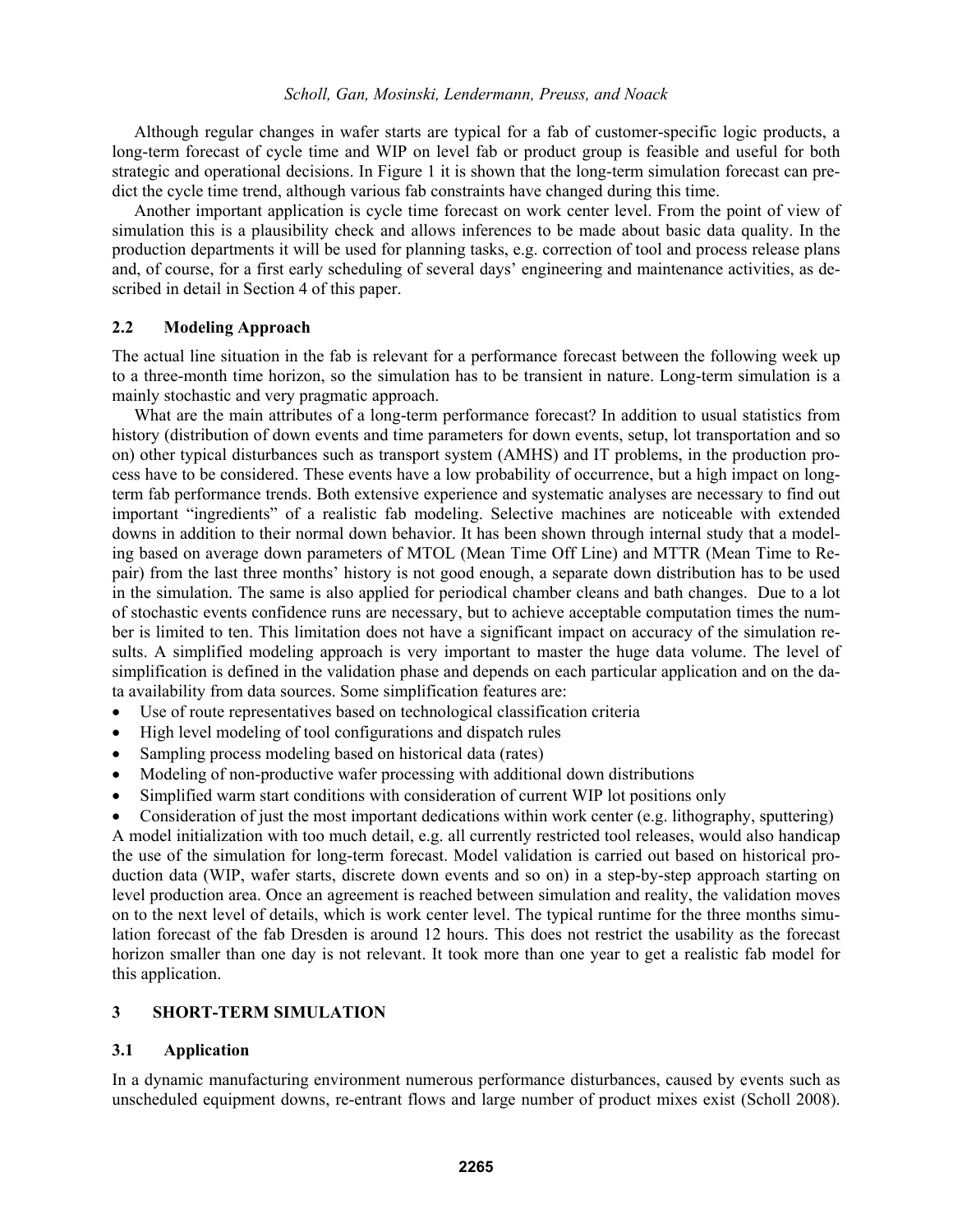Although regular changes in wafer starts are typical for a fab of customer-specific logic products, a long-term forecast of cycle time and WIP on level fab or product group is feasible and useful for both strategic and operational decisions. In Figure 1 it is shown that the long-term simulation forecast can predict the cycle time trend, although various fab constraints have changed during this time.

Another important application is cycle time forecast on work center level. From the point of view of simulation this is a plausibility check and allows inferences to be made about basic data quality. In the production departments it will be used for planning tasks, e.g. correction of tool and process release plans and, of course, for a first early scheduling of several days' engineering and maintenance activities, as described in detail in Section 4 of this paper.

### 2.2 Modeling Approach

The actual line situation in the fab is relevant for a performance forecast between the following week up to a three-month time horizon, so the simulation has to be transient in nature. Long-term simulation is a mainly stochastic and very pragmatic approach.

What are the main attributes of a long-term performance forecast? In addition to usual statistics from history (distribution of down events and time parameters for down events, setup, lot transportation and so on) other typical disturbances such as transport system (AMHS) and IT problems, in the production process have to be considered. These events have a low probability of occurrence, but a high impact on long-term fab performance trends. Both extensive experience and systematic analyses are necessary to find out important "ingredients" of a realistic fab modeling. Selective machines are noticeable with extended downs in addition to their normal down behavior. It has been shown through internal study that a modeling based on average down parameters of MTOL (Mean Time Off Line) and MTTR (Mean Time to Repair) from the last three months' history is not good enough, a separate down distribution has to be used in the simulation. The same is also applied for periodical chamber cleans and bath changes. Due to a lot of stochastic events confidence runs are necessary, but to achieve acceptable computation times the number is limited to ten. This limitation does not have a significant impact on accuracy of the simulation results. A simplified modeling approach is very important to master the huge data volume. The level of simplification is defined in the validation phase and depends on each particular application and on the data availability from data sources. Some simplification features are:

- Use of route representatives based on technological classification criteria
- High level modeling of tool configurations and dispatch rules
- Sampling process modeling based on historical data (rates)
- Modeling of non-productive wafer processing with additional down distributions
- Simplified warm start conditions with consideration of current WIP lot positions only
- Consideration of just the most important dedications within work center (e.g. lithography, sputtering)

A model initialization with too much detail, e.g. all currently restricted tool releases, would also handicap the use of the simulation for long-term forecast. Model validation is carried out based on historical production data (WIP, wafer starts, discrete down events and so on) in a step-by-step approach starting on level production area. Once an agreement is reached between simulation and reality, the validation moves on to the next level of details, which is work center level. The typical runtime for the three months simulation forecast of the fab Dresden is around 12 hours. This does not restrict the usability as the forecast horizon smaller than one day is not relevant. It took more than one year to get a realistic fab model for this application.

## 3 SHORT-TERM SIMULATION

### 3.1 Application

In a dynamic manufacturing environment numerous performance disturbances, caused by events such as unscheduled equipment downs, re-entrant flows and large number of product mixes exist (Scholl 2008).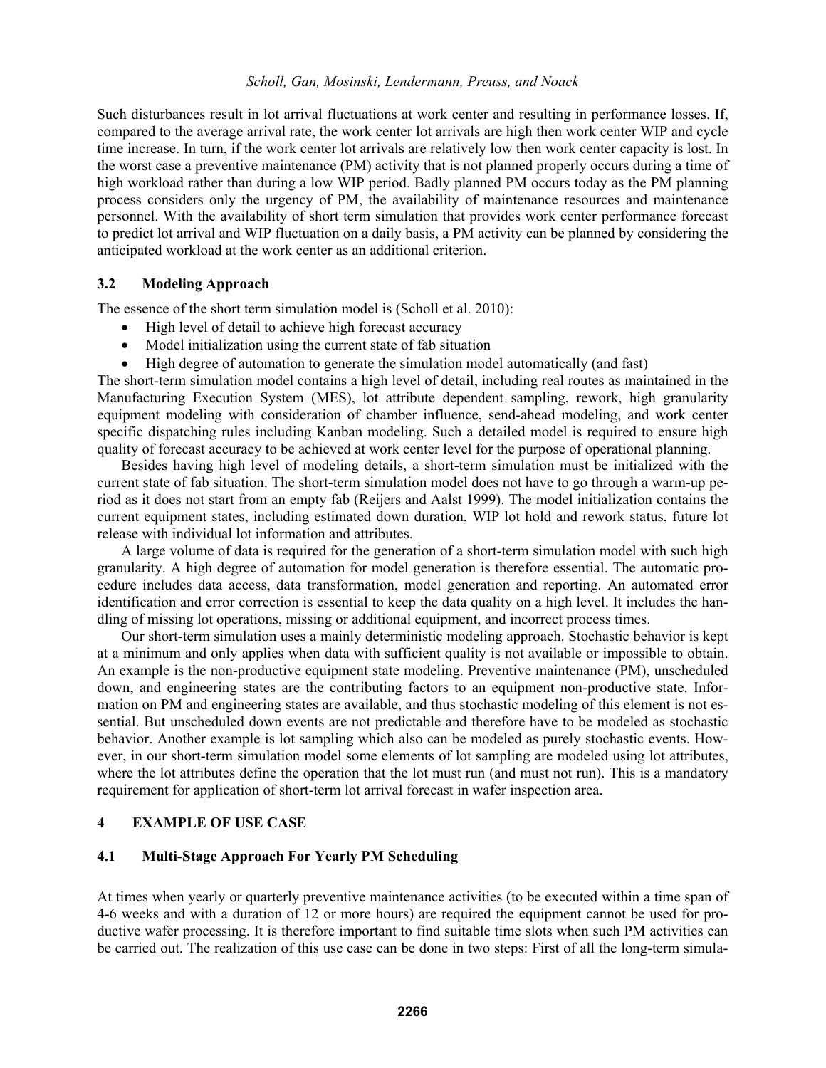Such disturbances result in lot arrival fluctuations at work center and resulting in performance losses. If, compared to the average arrival rate, the work center lot arrivals are high then work center WIP and cycle time increase. In turn, if the work center lot arrivals are relatively low then work center capacity is lost. In the worst case a preventive maintenance (PM) activity that is not planned properly occurs during a time of high workload rather than during a low WIP period. Badly planned PM occurs today as the PM planning process considers only the urgency of PM, the availability of maintenance resources and maintenance personnel. With the availability of short term simulation that provides work center performance forecast to predict lot arrival and WIP fluctuation on a daily basis, a PM activity can be planned by considering the anticipated workload at the work center as an additional criterion.

### 3.2 Modeling Approach

The essence of the short term simulation model is (Scholl et al. 2010):

- High level of detail to achieve high forecast accuracy
- Model initialization using the current state of fab situation
- High degree of automation to generate the simulation model automatically (and fast)

The short-term simulation model contains a high level of detail, including real routes as maintained in the Manufacturing Execution System (MES), lot attribute dependent sampling, rework, high granularity equipment modeling with consideration of chamber influence, send-ahead modeling, and work center specific dispatching rules including Kanban modeling. Such a detailed model is required to ensure high quality of forecast accuracy to be achieved at work center level for the purpose of operational planning.

Besides having high level of modeling details, a short-term simulation must be initialized with the current state of fab situation. The short-term simulation model does not have to go through a warm-up period as it does not start from an empty fab (Reijers and Aalst 1999). The model initialization contains the current equipment states, including estimated down duration, WIP lot hold and rework status, future lot release with individual lot information and attributes.

A large volume of data is required for the generation of a short-term simulation model with such high granularity. A high degree of automation for model generation is therefore essential. The automatic procedure includes data access, data transformation, model generation and reporting. An automated error identification and error correction is essential to keep the data quality on a high level. It includes the handling of missing lot operations, missing or additional equipment, and incorrect process times.

Our short-term simulation uses a mainly deterministic modeling approach. Stochastic behavior is kept at a minimum and only applies when data with sufficient quality is not available or impossible to obtain. An example is the non-productive equipment state modeling. Preventive maintenance (PM), unscheduled down, and engineering states are the contributing factors to an equipment non-productive state. Information on PM and engineering states are available, and thus stochastic modeling of this element is not essential. But unscheduled down events are not predictable and therefore have to be modeled as stochastic behavior. Another example is lot sampling which also can be modeled as purely stochastic events. However, in our short-term simulation model some elements of lot sampling are modeled using lot attributes, where the lot attributes define the operation that the lot must run (and must not run). This is a mandatory requirement for application of short-term lot arrival forecast in wafer inspection area.

## 4 EXAMPLE OF USE CASE

### 4.1 Multi-Stage Approach For Yearly PM Scheduling

At times when yearly or quarterly preventive maintenance activities (to be executed within a time span of 4-6 weeks and with a duration of 12 or more hours) are required the equipment cannot be used for productive wafer processing. It is therefore important to find suitable time slots when such PM activities can be carried out. The realization of this use case can be done in two steps: First of all the long-term simula-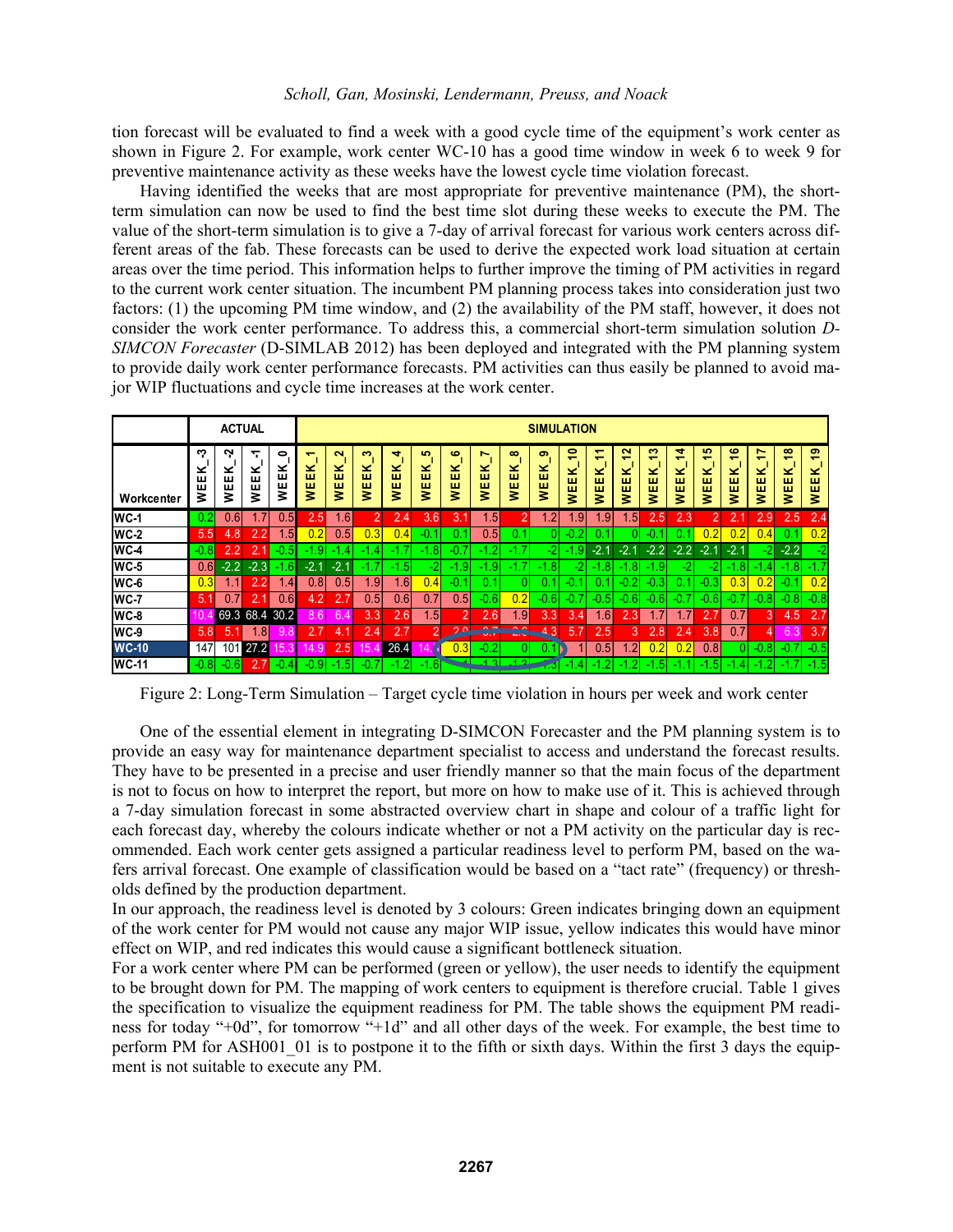tion forecast will be evaluated to find a week with a good cycle time of the equipment's work center as shown in Figure 2. For example, work center WC-10 has a good time window in week 6 to week 9 for preventive maintenance activity as these weeks have the lowest cycle time violation forecast.

Having identified the weeks that are most appropriate for preventive maintenance (PM), the short-term simulation can now be used to find the best time slot during these weeks to execute the PM. The value of the short-term simulation is to give a 7-day of arrival forecast for various work centers across different areas of the fab. These forecasts can be used to derive the expected work load situation at certain areas over the time period. This information helps to further improve the timing of PM activities in regard to the current work center situation. The incumbent PM planning process takes into consideration just two factors: (1) the upcoming PM time window, and (2) the availability of the PM staff, however, it does not consider the work center performance. To address this, a commercial short-term simulation solution *D-SIMCON Forecaster* (D-SIMLAB 2012) has been deployed and integrated with the PM planning system to provide daily work center performance forecasts. PM activities can thus easily be planned to avoid major WIP fluctuations and cycle time increases at the work center.

| | ACTUAL | | | | SIMULATION | | | | | | | | | | | | | | | | | | |
|---|---|---|---|---|---|---|---|---|---|---|---|---|---|---|---|---|---|---|---|---|---|---|---|
| Workcenter | WEEK_-3 | WEEK_-2 | WEEK_-1 | WEEK_0 | WEEK_1 | WEEK_2 | WEEK_3 | WEEK_4 | WEEK_5 | WEEK_6 | WEEK_7 | WEEK_8 | WEEK_9 | WEEK_10 | WEEK_11 | WEEK_12 | WEEK_13 | WEEK_14 | WEEK_15 | WEEK_16 | WEEK_17 | WEEK_18 | WEEK_19 |
| WC-1 | 0.2 | 0.6 | 1.7 | 0.5 | 2.5 | 1.6 | 2 | 2.4 | 3.6 | 3.1 | 1.5 | 2 | 1.2 | 1.9 | 1.9 | 1.5 | 2.5 | 2.3 | 2 | 2.1 | 2.9 | 2.5 | 2.4 |
| WC-2 | 5.5 | 4.8 | 2.2 | 1.5 | 0.2 | 0.5 | 0.3 | 0.4 | -0.1 | 0.1 | 0.5 | 0.1 | 0 | -0.2 | 0.1 | 0 | -0.1 | 0.1 | 0.2 | 0.2 | 0.4 | 0.1 | 0.2 |
| WC-4 | -0.8 | 2.2 | 2.1 | -0.5 | -1.9 | -1.4 | -1.4 | -1.7 | -1.8 | -0.7 | -1.2 | -1.7 | -2 | -1.9 | -2.1 | -2.1 | -2.2 | -2.2 | -2.1 | -2.1 | -2 | -2.2 | -2 |
| WC-5 | 0.6 | -2.2 | -2.3 | -1.6 | -2.1 | -2.1 | -1.7 | -1.5 | -2 | -1.9 | -1.9 | -1.7 | -1.8 | -2 | -1.8 | -1.8 | -1.9 | -2 | -2 | -1.8 | -1.4 | -1.8 | -1.7 |
| WC-6 | 0.3 | 1.1 | 2.2 | 1.4 | 0.8 | 0.5 | 1.9 | 1.6 | 0.4 | -0.1 | 0.1 | 0 | 0.1 | -0.1 | 0.1 | -0.2 | -0.3 | 0.1 | -0.3 | 0.3 | 0.2 | -0.1 | 0.2 |
| WC-7 | 5.1 | 0.7 | 2.1 | 0.6 | 4.2 | 2.7 | 0.5 | 0.6 | 0.7 | 0.5 | -0.6 | 0.2 | -0.6 | -0.7 | -0.5 | -0.6 | -0.6 | -0.7 | -0.6 | -0.7 | -0.8 | -0.8 | -0.8 |
| WC-8 | 10.4 | 69.3 | 68.4 | 30.2 | 8.6 | 6.4 | 3.3 | 2.6 | 1.5 | 2 | 2.6 | 1.9 | 3.3 | 3.4 | 1.6 | 2.3 | 1.7 | 1.7 | 2.7 | 0.7 | 3 | 4.5 | 2.7 |
| WC-9 | 5.8 | 5.1 | 1.8 | 9.8 | 2.7 | 4.1 | 2.4 | 2.7 | 2 | 2.9 | | | 4.3 | 5.7 | 2.5 | 3 | 2.8 | 2.4 | 3.8 | 0.7 | 4 | 6.3 | 3.7 |
| WC-10 | 147 | 101 | 27.2 | 15.3 | 14.9 | 2.5 | 15.4 | 26.4 | 14. | 0.3 | -0.2 | 0 | 0.1 | 1 | 0.5 | 1.2 | 0.2 | 0.2 | 0.8 | 0 | -0.8 | -0.7 | -0.5 |
| WC-11 | -0.8 | -0.6 | 2.7 | -0.4 | -0.9 | -1.5 | -0.7 | -1.2 | -1.6 | -1 | -1.3 | -1.3 | -1.5 | -1.4 | -1.2 | -1.2 | -1.5 | -1.1 | -1.5 | -1.4 | -1.2 | -1.7 | -1.5 |

Figure 2: Long-Term Simulation – Target cycle time violation in hours per week and work center

One of the essential element in integrating D-SIMCON Forecaster and the PM planning system is to provide an easy way for maintenance department specialist to access and understand the forecast results. They have to be presented in a precise and user friendly manner so that the main focus of the department is not to focus on how to interpret the report, but more on how to make use of it. This is achieved through a 7-day simulation forecast in some abstracted overview chart in shape and colour of a traffic light for each forecast day, whereby the colours indicate whether or not a PM activity on the particular day is recommended. Each work center gets assigned a particular readiness level to perform PM, based on the wafers arrival forecast. One example of classification would be based on a "tact rate" (frequency) or thresholds defined by the production department.

In our approach, the readiness level is denoted by 3 colours: Green indicates bringing down an equipment of the work center for PM would not cause any major WIP issue, yellow indicates this would have minor effect on WIP, and red indicates this would cause a significant bottleneck situation.

For a work center where PM can be performed (green or yellow), the user needs to identify the equipment to be brought down for PM. The mapping of work centers to equipment is therefore crucial. Table 1 gives the specification to visualize the equipment readiness for PM. The table shows the equipment PM readiness for today "+0d", for tomorrow "+1d" and all other days of the week. For example, the best time to perform PM for ASH001_01 is to postpone it to the fifth or sixth days. Within the first 3 days the equipment is not suitable to execute any PM.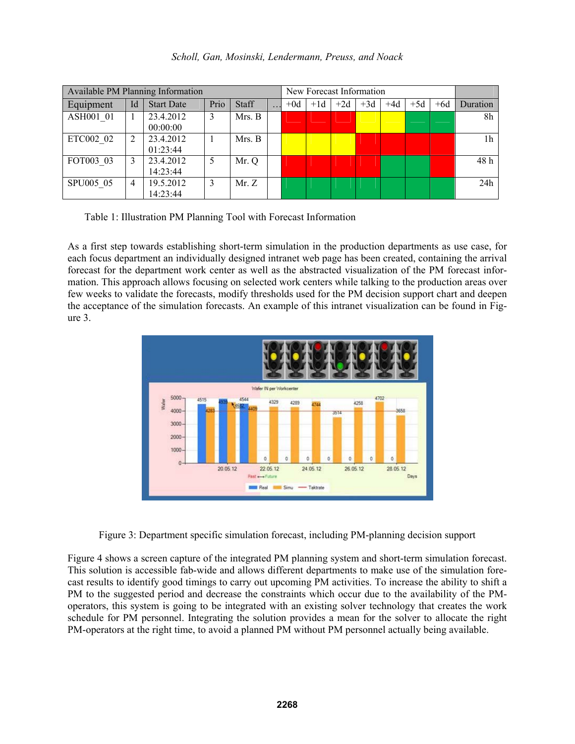| Available PM Planning Information | | | | | | New Forecast Information | | | | | | | |
|---|---|---|---|---|---|---|---|---|---|---|---|---|---|
| Equipment | Id | Start Date | Prio | Staff | … | +0d | +1d | +2d | +3d | +4d | +5d | +6d | Duration |
| ASH001_01 | 1 | 23.4.2012 00:00:00 | 3 | Mrs. B | | | | | | | | | 8h |
| ETC002_02 | 2 | 23.4.2012 01:23:44 | 1 | Mrs. B | | | | | | | | | 1h |
| FOT003_03 | 3 | 23.4.2012 14:23:44 | 5 | Mr. Q | | | | | | | | | 48 h |
| SPU005_05 | 4 | 19.5.2012 14:23:44 | 3 | Mr. Z | | | | | | | | | 24h |

Table 1: Illustration PM Planning Tool with Forecast Information

As a first step towards establishing short-term simulation in the production departments as use case, for each focus department an individually designed intranet web page has been created, containing the arrival forecast for the department work center as well as the abstracted visualization of the PM forecast information. This approach allows focusing on selected work centers while talking to the production areas over few weeks to validate the forecasts, modify thresholds used for the PM decision support chart and deepen the acceptance of the simulation forecasts. An example of this intranet visualization can be found in Figure 3.

Figure 3: Department specific simulation forecast, including PM-planning decision support

Figure 4 shows a screen capture of the integrated PM planning system and short-term simulation forecast. This solution is accessible fab-wide and allows different departments to make use of the simulation forecast results to identify good timings to carry out upcoming PM activities. To increase the ability to shift a PM to the suggested period and decrease the constraints which occur due to the availability of the PM-operators, this system is going to be integrated with an existing solver technology that creates the work schedule for PM personnel. Integrating the solution provides a mean for the solver to allocate the right PM-operators at the right time, to avoid a planned PM without PM personnel actually being available.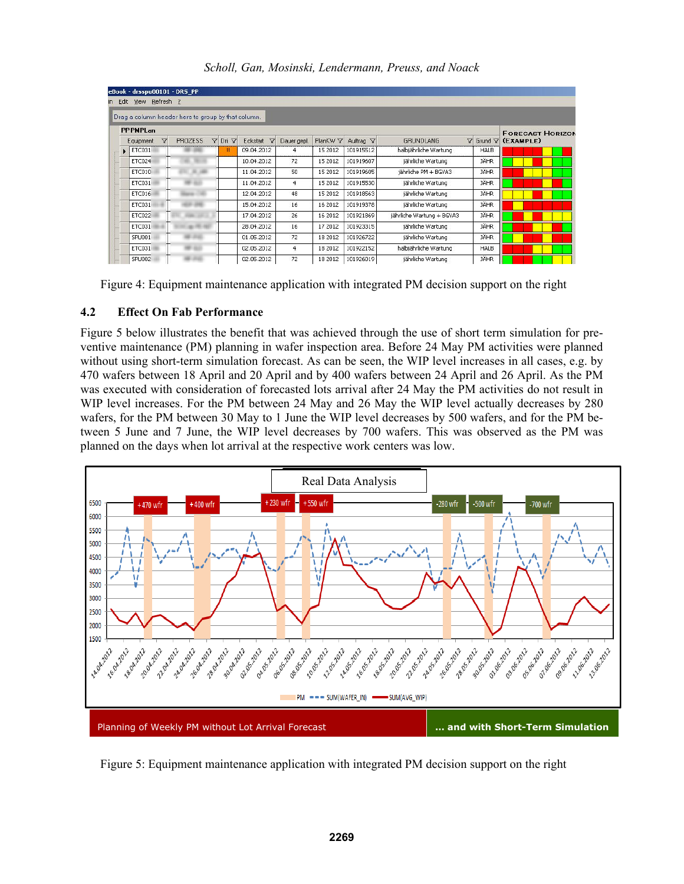Figure 4: Equipment maintenance application with integrated PM decision support on the right

### 4.2 Effect On Fab Performance

Figure 5 below illustrates the benefit that was achieved through the use of short term simulation for preventive maintenance (PM) planning in wafer inspection area. Before 24 May PM activities were planned without using short-term simulation forecast. As can be seen, the WIP level increases in all cases, e.g. by 470 wafers between 18 April and 20 April and by 400 wafers between 24 April and 26 April. As the PM was executed with consideration of forecasted lots arrival after 24 May the PM activities do not result in WIP level increases. For the PM between 24 May and 26 May the WIP level actually decreases by 280 wafers, for the PM between 30 May to 1 June the WIP level decreases by 500 wafers, and for the PM between 5 June and 7 June, the WIP level decreases by 700 wafers. This was observed as the PM was planned on the days when lot arrival at the respective work centers was low.

Figure 5: Equipment maintenance application with integrated PM decision support on the right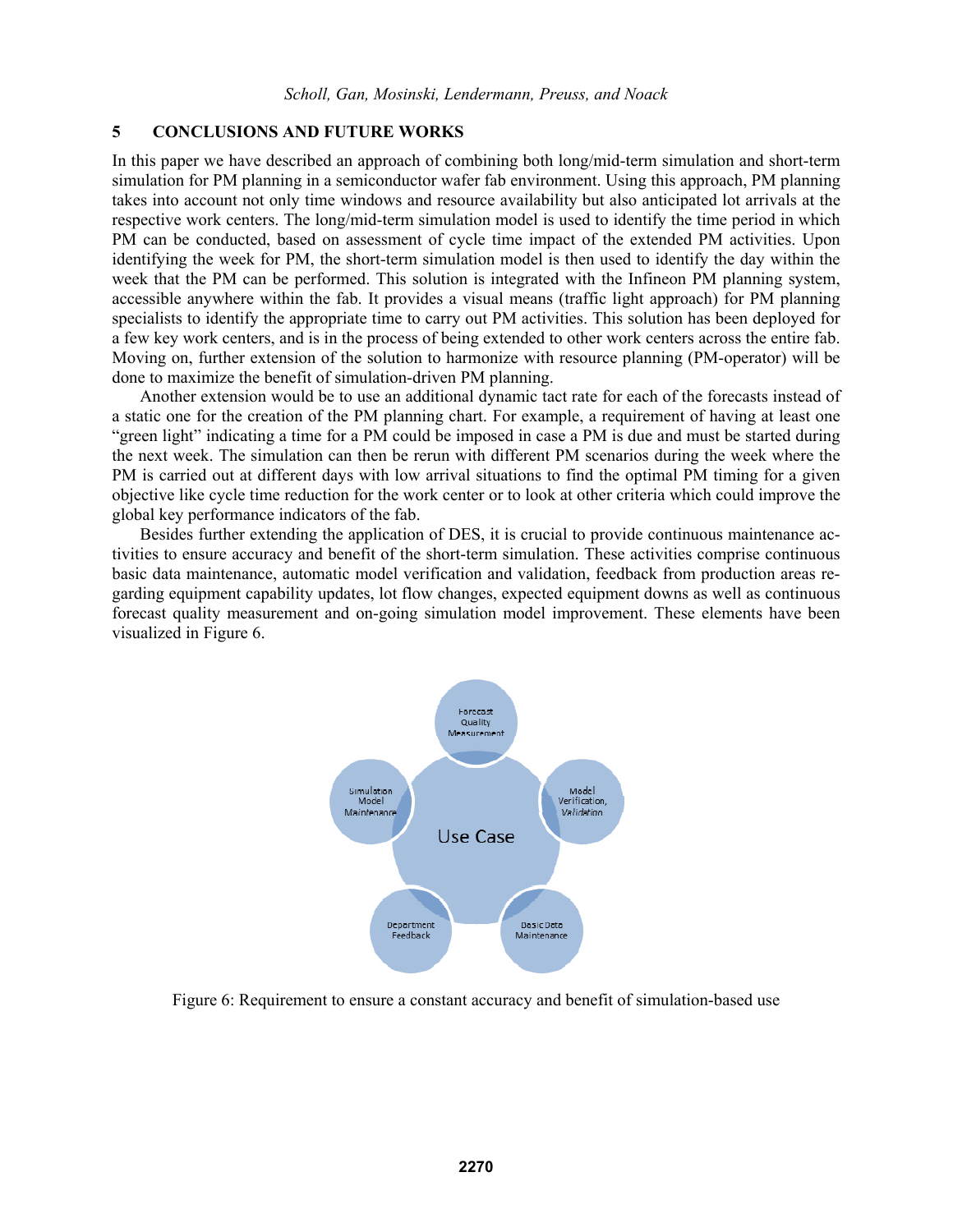## 5 CONCLUSIONS AND FUTURE WORKS

In this paper we have described an approach of combining both long/mid-term simulation and short-term simulation for PM planning in a semiconductor wafer fab environment. Using this approach, PM planning takes into account not only time windows and resource availability but also anticipated lot arrivals at the respective work centers. The long/mid-term simulation model is used to identify the time period in which PM can be conducted, based on assessment of cycle time impact of the extended PM activities. Upon identifying the week for PM, the short-term simulation model is then used to identify the day within the week that the PM can be performed. This solution is integrated with the Infineon PM planning system, accessible anywhere within the fab. It provides a visual means (traffic light approach) for PM planning specialists to identify the appropriate time to carry out PM activities. This solution has been deployed for a few key work centers, and is in the process of being extended to other work centers across the entire fab. Moving on, further extension of the solution to harmonize with resource planning (PM-operator) will be done to maximize the benefit of simulation-driven PM planning.

Another extension would be to use an additional dynamic tact rate for each of the forecasts instead of a static one for the creation of the PM planning chart. For example, a requirement of having at least one "green light" indicating a time for a PM could be imposed in case a PM is due and must be started during the next week. The simulation can then be rerun with different PM scenarios during the week where the PM is carried out at different days with low arrival situations to find the optimal PM timing for a given objective like cycle time reduction for the work center or to look at other criteria which could improve the global key performance indicators of the fab.

Besides further extending the application of DES, it is crucial to provide continuous maintenance activities to ensure accuracy and benefit of the short-term simulation. These activities comprise continuous basic data maintenance, automatic model verification and validation, feedback from production areas regarding equipment capability updates, lot flow changes, expected equipment downs as well as continuous forecast quality measurement and on-going simulation model improvement. These elements have been visualized in Figure 6.

Figure 6: Requirement to ensure a constant accuracy and benefit of simulation-based use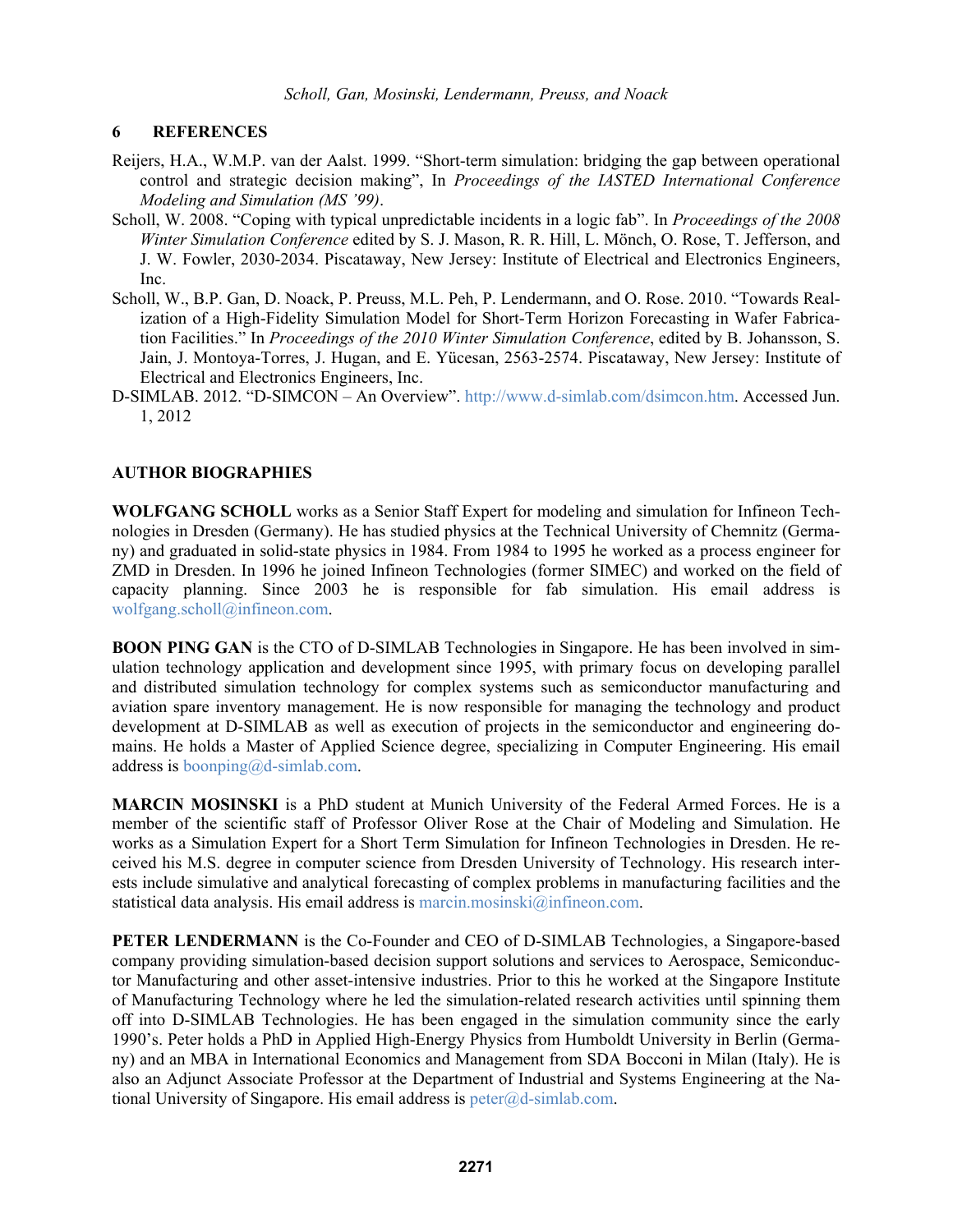## 6 REFERENCES

Reijers, H.A., W.M.P. van der Aalst. 1999. "Short-term simulation: bridging the gap between operational control and strategic decision making", In *Proceedings of the IASTED International Conference Modeling and Simulation (MS '99)*.

Scholl, W. 2008. "Coping with typical unpredictable incidents in a logic fab". In *Proceedings of the 2008 Winter Simulation Conference* edited by S. J. Mason, R. R. Hill, L. Mönch, O. Rose, T. Jefferson, and J. W. Fowler, 2030-2034. Piscataway, New Jersey: Institute of Electrical and Electronics Engineers, Inc.

Scholl, W., B.P. Gan, D. Noack, P. Preuss, M.L. Peh, P. Lendermann, and O. Rose. 2010. "Towards Realization of a High-Fidelity Simulation Model for Short-Term Horizon Forecasting in Wafer Fabrication Facilities." In *Proceedings of the 2010 Winter Simulation Conference*, edited by B. Johansson, S. Jain, J. Montoya-Torres, J. Hugan, and E. Yücesan, 2563-2574. Piscataway, New Jersey: Institute of Electrical and Electronics Engineers, Inc.

D-SIMLAB. 2012. "D-SIMCON – An Overview". http://www.d-simlab.com/dsimcon.htm. Accessed Jun. 1, 2012

## AUTHOR BIOGRAPHIES

**WOLFGANG SCHOLL** works as a Senior Staff Expert for modeling and simulation for Infineon Technologies in Dresden (Germany). He has studied physics at the Technical University of Chemnitz (Germany) and graduated in solid-state physics in 1984. From 1984 to 1995 he worked as a process engineer for ZMD in Dresden. In 1996 he joined Infineon Technologies (former SIMEC) and worked on the field of capacity planning. Since 2003 he is responsible for fab simulation. His email address is wolfgang.scholl@infineon.com.

**BOON PING GAN** is the CTO of D-SIMLAB Technologies in Singapore. He has been involved in simulation technology application and development since 1995, with primary focus on developing parallel and distributed simulation technology for complex systems such as semiconductor manufacturing and aviation spare inventory management. He is now responsible for managing the technology and product development at D-SIMLAB as well as execution of projects in the semiconductor and engineering domains. He holds a Master of Applied Science degree, specializing in Computer Engineering. His email address is boonping@d-simlab.com.

**MARCIN MOSINSKI** is a PhD student at Munich University of the Federal Armed Forces. He is a member of the scientific staff of Professor Oliver Rose at the Chair of Modeling and Simulation. He works as a Simulation Expert for a Short Term Simulation for Infineon Technologies in Dresden. He received his M.S. degree in computer science from Dresden University of Technology. His research interests include simulative and analytical forecasting of complex problems in manufacturing facilities and the statistical data analysis. His email address is marcin.mosinski@infineon.com.

**PETER LENDERMANN** is the Co-Founder and CEO of D-SIMLAB Technologies, a Singapore-based company providing simulation-based decision support solutions and services to Aerospace, Semiconductor Manufacturing and other asset-intensive industries. Prior to this he worked at the Singapore Institute of Manufacturing Technology where he led the simulation-related research activities until spinning them off into D-SIMLAB Technologies. He has been engaged in the simulation community since the early 1990's. Peter holds a PhD in Applied High-Energy Physics from Humboldt University in Berlin (Germany) and an MBA in International Economics and Management from SDA Bocconi in Milan (Italy). He is also an Adjunct Associate Professor at the Department of Industrial and Systems Engineering at the National University of Singapore. His email address is peter@d-simlab.com.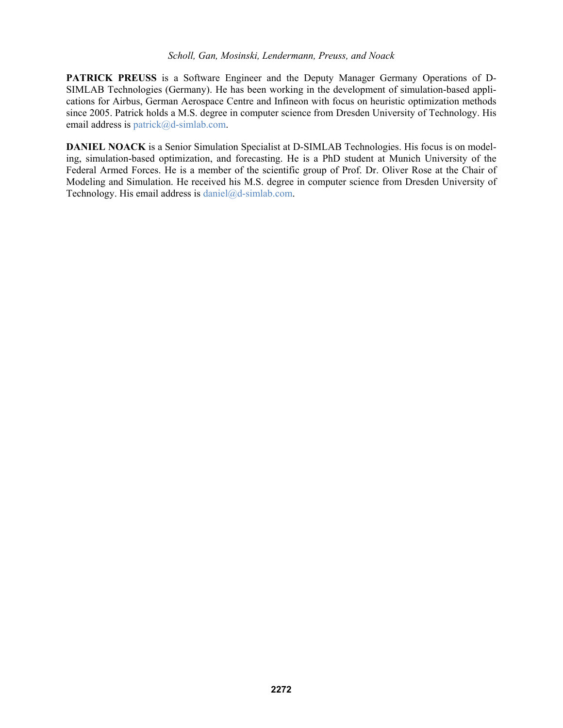**PATRICK PREUSS** is a Software Engineer and the Deputy Manager Germany Operations of D-SIMLAB Technologies (Germany). He has been working in the development of simulation-based applications for Airbus, German Aerospace Centre and Infineon with focus on heuristic optimization methods since 2005. Patrick holds a M.S. degree in computer science from Dresden University of Technology. His email address is patrick@d-simlab.com.

**DANIEL NOACK** is a Senior Simulation Specialist at D-SIMLAB Technologies. His focus is on modeling, simulation-based optimization, and forecasting. He is a PhD student at Munich University of the Federal Armed Forces. He is a member of the scientific group of Prof. Dr. Oliver Rose at the Chair of Modeling and Simulation. He received his M.S. degree in computer science from Dresden University of Technology. His email address is daniel@d-simlab.com.